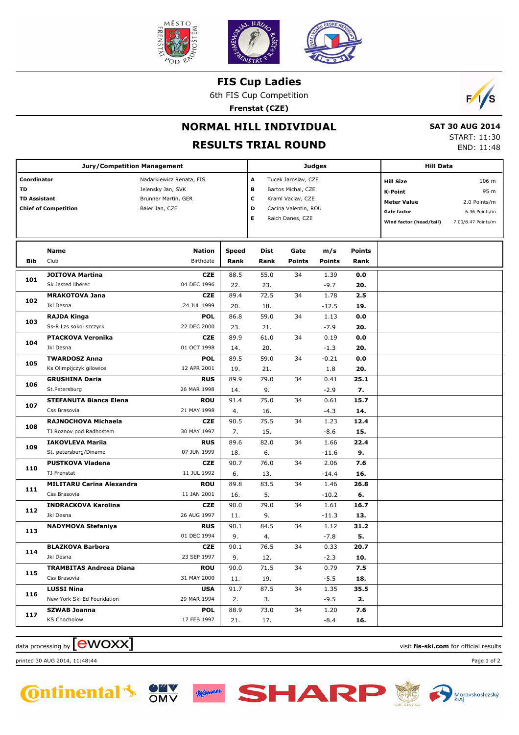# FIS Cup Ladies

6th FIS Cup Competition

**Frenstat (CZE)**

## NORMAL HILL INDIVIDUAL

## RESULTS TRIAL ROUND

**SAT 30 AUG 2014**

START: 11:30

END: 11:48

| Jury/Competition Management | |
|---|---|
| **Coordinator** | Nadarkiewicz Renata, FIS |
| **TD** | Jelensky Jan, SVK |
| **TD Assistant** | Brunner Martin, GER |
| **Chief of Competition** | Baier Jan, CZE |

| Judges | |
|---|---|
| **A** | Tucek Jaroslav, CZE |
| **B** | Bartos Michal, CZE |
| **C** | Kraml Vaclav, CZE |
| **D** | Cacina Valentin, ROU |
| **E** | Raich Danes, CZE |

| Hill Data | |
|---|---|
| **Hill Size** | 106 m |
| **K-Point** | 95 m |
| **Meter Value** | 2.0 Points/m |
| **Gate factor** | 6.36 Points/m |
| **Wind factor (head/tail)** | 7.00/8.47 Points/m |

| Bib | Name / Club | Nation / Birthdate | Speed / Rank | Dist / Rank | Gate / Points | m/s / Points | Points / Rank |
|---|---|---|---|---|---|---|---|
| 101 | **JOITOVA Martina** | **CZE** | 88.5 | 55.0 | 34 | 1.39 | **0.0** |
| | Sk Jested liberec | 04 DEC 1996 | 22. | 23. | | -9.7 | **20.** |
| 102 | **MRAKOTOVA Jana** | **CZE** | 89.4 | 72.5 | 34 | 1.78 | **2.5** |
| | Jkl Desna | 24 JUL 1999 | 20. | 18. | | -12.5 | **19.** |
| 103 | **RAJDA Kinga** | **POL** | 86.8 | 59.0 | 34 | 1.13 | **0.0** |
| | Ss-R Lzs sokol szczyrk | 22 DEC 2000 | 23. | 21. | | -7.9 | **20.** |
| 104 | **PTACKOVA Veronika** | **CZE** | 89.9 | 61.0 | 34 | 0.19 | **0.0** |
| | Jkl Desna | 01 OCT 1998 | 14. | 20. | | -1.3 | **20.** |
| 105 | **TWARDOSZ Anna** | **POL** | 89.5 | 59.0 | 34 | -0.21 | **0.0** |
| | Ks Olimpijczyk gilowice | 12 APR 2001 | 19. | 21. | | 1.8 | **20.** |
| 106 | **GRUSHINA Daria** | **RUS** | 89.9 | 79.0 | 34 | 0.41 | **25.1** |
| | St.Petersburg | 26 MAR 1998 | 14. | 9. | | -2.9 | **7.** |
| 107 | **STEFANUTA Bianca Elena** | **ROU** | 91.4 | 75.0 | 34 | 0.61 | **15.7** |
| | Css Brasovia | 21 MAY 1998 | 4. | 16. | | -4.3 | **14.** |
| 108 | **RAJNOCHOVA Michaela** | **CZE** | 90.5 | 75.5 | 34 | 1.23 | **12.4** |
| | TJ Roznov pod Radhostem | 30 MAY 1997 | 7. | 15. | | -8.6 | **15.** |
| 109 | **IAKOVLEVA Mariia** | **RUS** | 89.6 | 82.0 | 34 | 1.66 | **22.4** |
| | St. petersburg/Dinamo | 07 JUN 1999 | 18. | 6. | | -11.6 | **9.** |
| 110 | **PUSTKOVA Vladena** | **CZE** | 90.7 | 76.0 | 34 | 2.06 | **7.6** |
| | TJ Frenstat | 11 JUL 1992 | 6. | 13. | | -14.4 | **16.** |
| 111 | **MILITARU Carina Alexandra** | **ROU** | 89.8 | 83.5 | 34 | 1.46 | **26.8** |
| | Css Brasovia | 11 JAN 2001 | 16. | 5. | | -10.2 | **6.** |
| 112 | **INDRACKOVA Karolina** | **CZE** | 90.0 | 79.0 | 34 | 1.61 | **16.7** |
| | Jkl Desna | 26 AUG 1997 | 11. | 9. | | -11.3 | **13.** |
| 113 | **NADYMOVA Stefaniya** | **RUS** | 90.1 | 84.5 | 34 | 1.12 | **31.2** |
| | | 01 DEC 1994 | 9. | 4. | | -7.8 | **5.** |
| 114 | **BLAZKOVA Barbora** | **CZE** | 90.1 | 76.5 | 34 | 0.33 | **20.7** |
| | Jkl Desna | 23 SEP 1997 | 9. | 12. | | -2.3 | **10.** |
| 115 | **TRAMBITAS Andreea Diana** | **ROU** | 90.0 | 71.5 | 34 | 0.79 | **7.5** |
| | Css Brasovia | 31 MAY 2000 | 11. | 19. | | -5.5 | **18.** |
| 116 | **LUSSI Nina** | **USA** | 91.7 | 87.5 | 34 | 1.35 | **35.5** |
| | New York Ski Ed Foundation | 29 MAR 1994 | 2. | 3. | | -9.5 | **2.** |
| 117 | **SZWAB Joanna** | **POL** | 88.9 | 73.0 | 34 | 1.20 | **7.6** |
| | KS Chocholow | 17 FEB 1997 | 21. | 17. | | -8.4 | **16.** |

data processing by ewoxx — visit **fis-ski.com** for official results

printed 30 AUG 2014, 11:48:44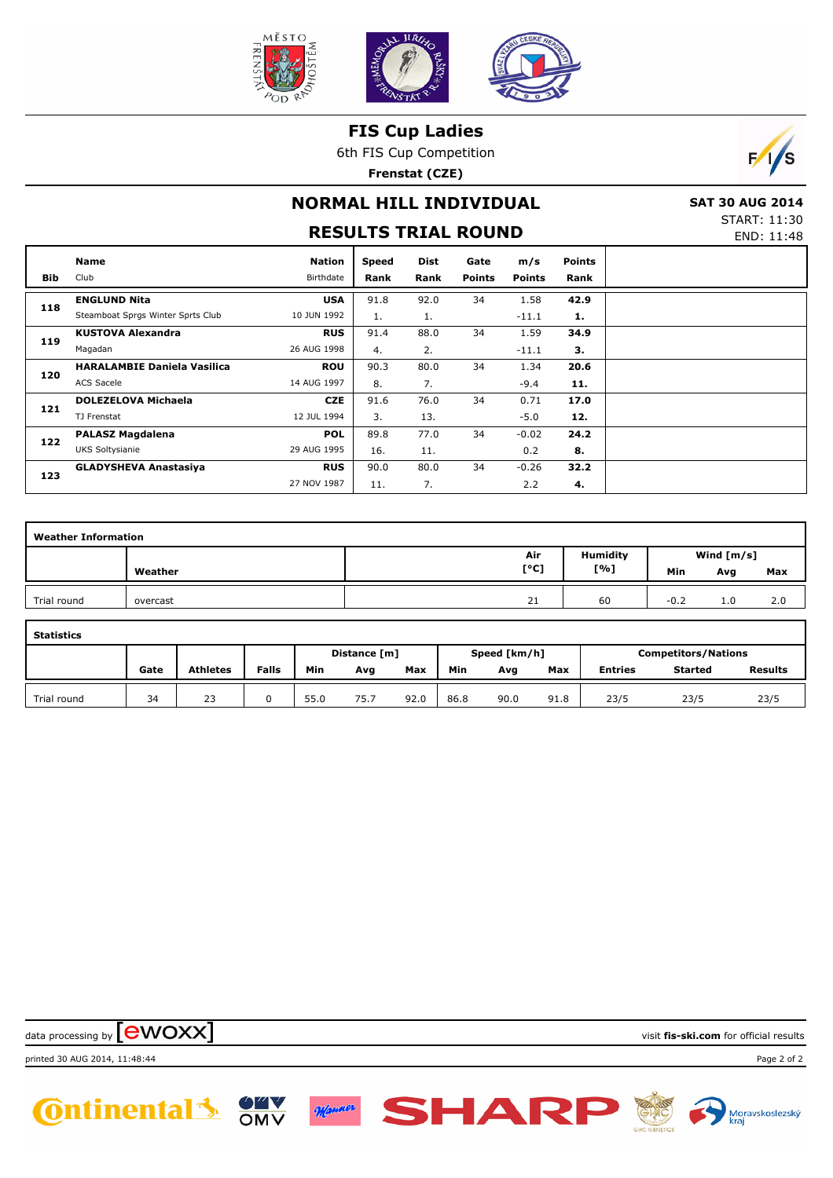# FIS Cup Ladies

6th FIS Cup Competition

**Frenstat (CZE)**

## NORMAL HILL INDIVIDUAL

**SAT 30 AUG 2014**

START: 11:30

END: 11:48

## RESULTS TRIAL ROUND

| Bib | Name / Club | Nation / Birthdate | Speed / Rank | Dist / Rank | Gate / Points | m/s / Points | Points / Rank |
|---|---|---|---|---|---|---|---|
| 118 | **ENGLUND Nita** | **USA** | 91.8 | 92.0 | 34 | 1.58 | **42.9** |
| | Steamboat Sprgs Winter Sprts Club | 10 JUN 1992 | 1. | 1. | | -11.1 | **1.** |
| 119 | **KUSTOVA Alexandra** | **RUS** | 91.4 | 88.0 | 34 | 1.59 | **34.9** |
| | Magadan | 26 AUG 1998 | 4. | 2. | | -11.1 | **3.** |
| 120 | **HARALAMBIE Daniela Vasilica** | **ROU** | 90.3 | 80.0 | 34 | 1.34 | **20.6** |
| | ACS Sacele | 14 AUG 1997 | 8. | 7. | | -9.4 | **11.** |
| 121 | **DOLEZELOVA Michaela** | **CZE** | 91.6 | 76.0 | 34 | 0.71 | **17.0** |
| | TJ Frenstat | 12 JUL 1994 | 3. | 13. | | -5.0 | **12.** |
| 122 | **PALASZ Magdalena** | **POL** | 89.8 | 77.0 | 34 | -0.02 | **24.2** |
| | UKS Soltysianie | 29 AUG 1995 | 16. | 11. | | 0.2 | **8.** |
| 123 | **GLADYSHEVA Anastasiya** | **RUS** | 90.0 | 80.0 | 34 | -0.26 | **32.2** |
| | | 27 NOV 1987 | 11. | 7. | | 2.2 | **4.** |

### Weather Information

| | Weather | Air [°C] | Humidity [%] | Wind [m/s] Min | Avg | Max |
|---|---|---|---|---|---|---|
| Trial round | overcast | 21 | 60 | -0.2 | 1.0 | 2.0 |

### Statistics

| | Gate | Athletes | Falls | Distance [m] Min | Avg | Max | Speed [km/h] Min | Avg | Max | Competitors/Nations Entries | Started | Results |
|---|---|---|---|---|---|---|---|---|---|---|---|---|
| Trial round | 34 | 23 | 0 | 55.0 | 75.7 | 92.0 | 86.8 | 90.0 | 91.8 | 23/5 | 23/5 | 23/5 |

data processing by ewoxx

visit **fis-ski.com** for official results

printed 30 AUG 2014, 11:48:44